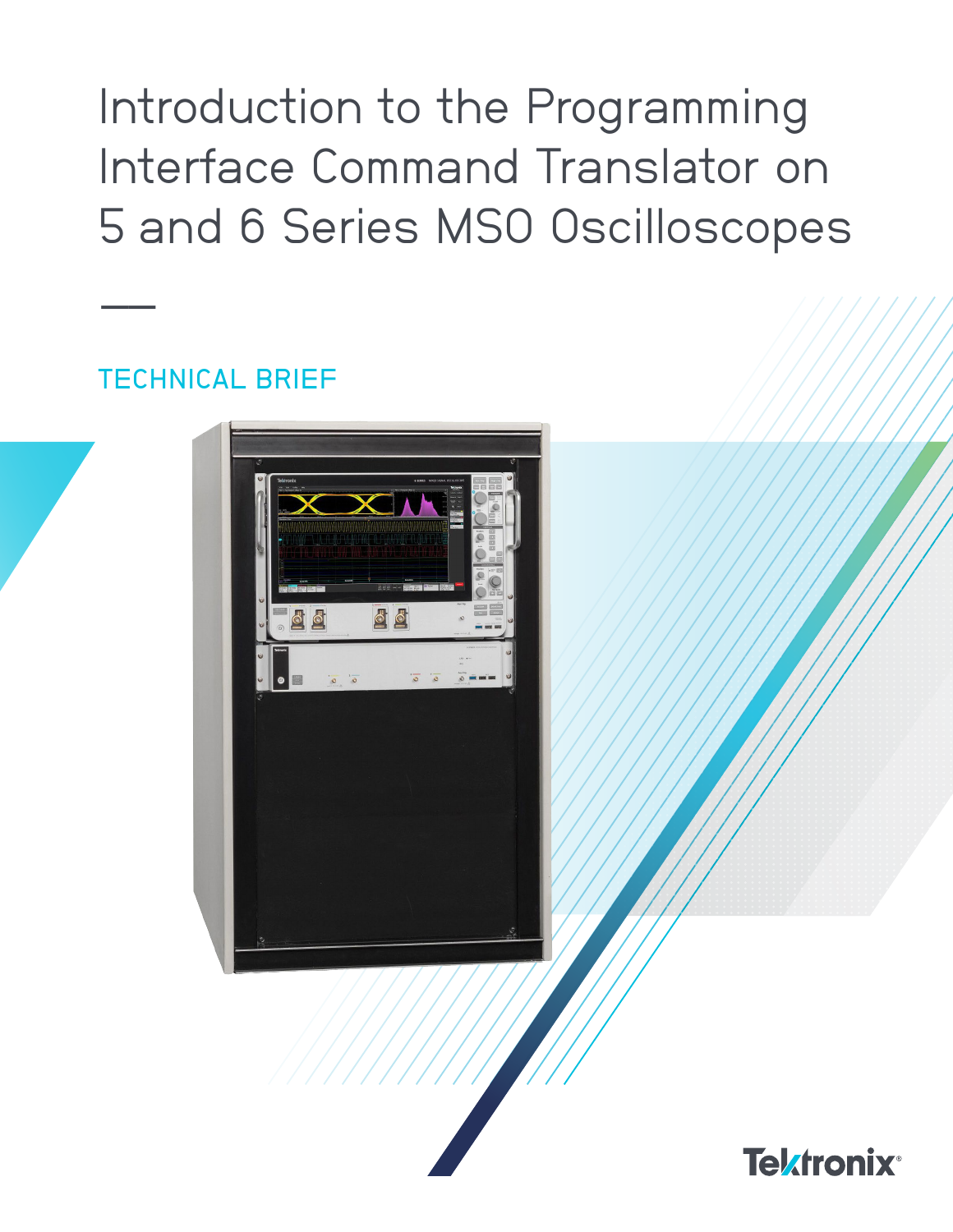# Introduction to the Programming Interface Command Translator on 5 and 6 Series MSO Oscilloscopes

TECHNICAL BRIEF

Tektronix®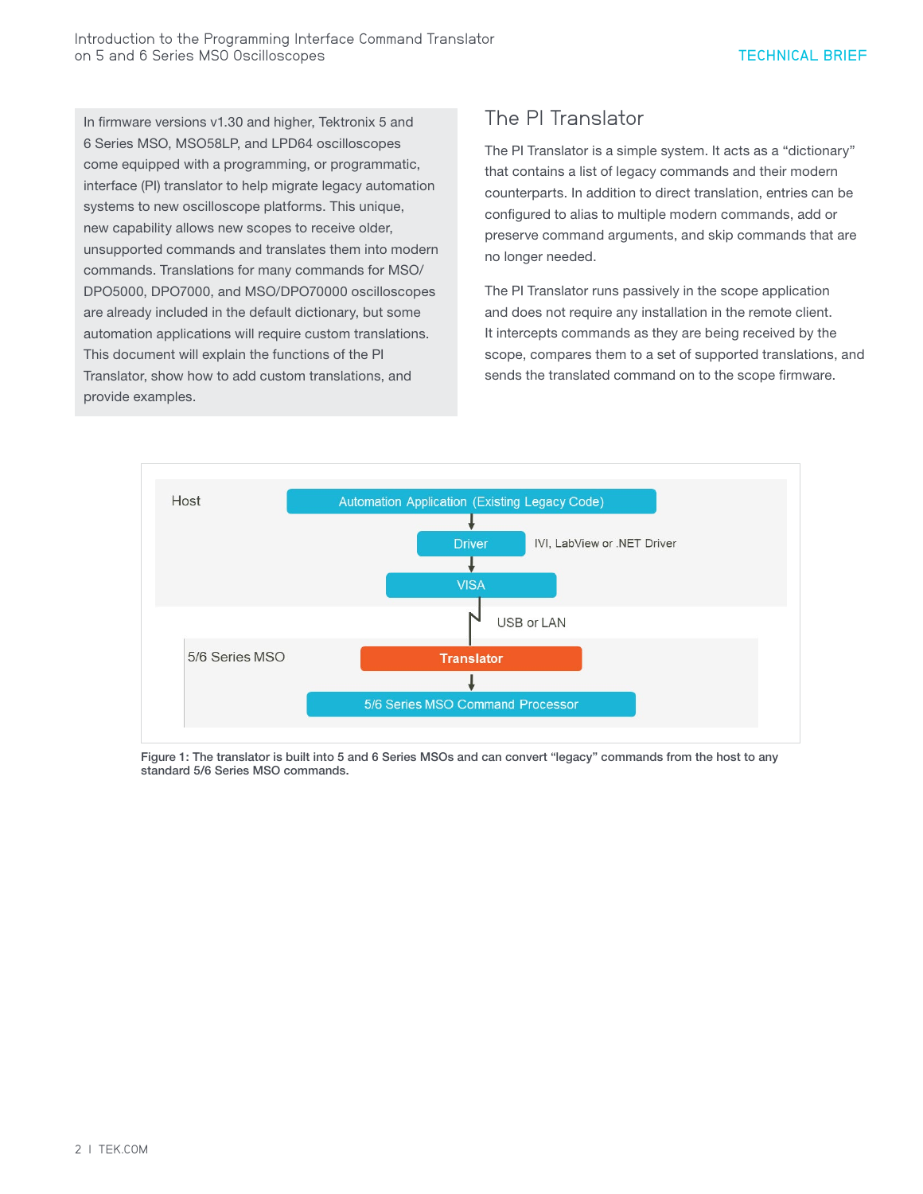In firmware versions v1.30 and higher, Tektronix 5 and 6 Series MSO, MSO58LP, and LPD64 oscilloscopes come equipped with a programming, or programmatic, interface (PI) translator to help migrate legacy automation systems to new oscilloscope platforms. This unique, new capability allows new scopes to receive older, unsupported commands and translates them into modern commands. Translations for many commands for MSO/DPO5000, DPO7000, and MSO/DPO70000 oscilloscopes are already included in the default dictionary, but some automation applications will require custom translations. This document will explain the functions of the PI Translator, show how to add custom translations, and provide examples.

## The PI Translator

The PI Translator is a simple system. It acts as a “dictionary” that contains a list of legacy commands and their modern counterparts. In addition to direct translation, entries can be configured to alias to multiple modern commands, add or preserve command arguments, and skip commands that are no longer needed.

The PI Translator runs passively in the scope application and does not require any installation in the remote client. It intercepts commands as they are being received by the scope, compares them to a set of supported translations, and sends the translated command on to the scope firmware.

Host

Automation Application (Existing Legacy Code)

Driver — IVI, LabView or .NET Driver

VISA

USB or LAN

5/6 Series MSO

Translator

5/6 Series MSO Command Processor

**Figure 1: The translator is built into 5 and 6 Series MSOs and can convert “legacy” commands from the host to any standard 5/6 Series MSO commands.**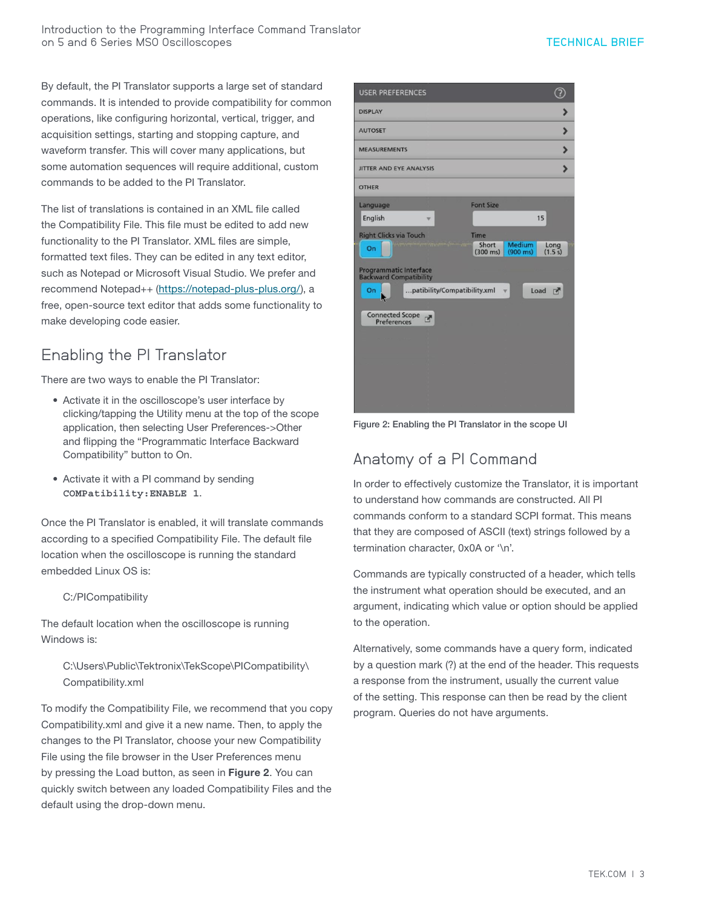By default, the PI Translator supports a large set of standard commands. It is intended to provide compatibility for common operations, like configuring horizontal, vertical, trigger, and acquisition settings, starting and stopping capture, and waveform transfer. This will cover many applications, but some automation sequences will require additional, custom commands to be added to the PI Translator.

The list of translations is contained in an XML file called the Compatibility File. This file must be edited to add new functionality to the PI Translator. XML files are simple, formatted text files. They can be edited in any text editor, such as Notepad or Microsoft Visual Studio. We prefer and recommend Notepad++ (https://notepad-plus-plus.org/), a free, open-source text editor that adds some functionality to make developing code easier.

## Enabling the PI Translator

There are two ways to enable the PI Translator:

- Activate it in the oscilloscope's user interface by clicking/tapping the Utility menu at the top of the scope application, then selecting User Preferences->Other and flipping the "Programmatic Interface Backward Compatibility" button to On.
- Activate it with a PI command by sending `COMPatibility:ENABLE 1`.

Once the PI Translator is enabled, it will translate commands according to a specified Compatibility File. The default file location when the oscilloscope is running the standard embedded Linux OS is:

C:/PICompatibility

The default location when the oscilloscope is running Windows is:

C:\Users\Public\Tektronix\TekScope\PICompatibility\Compatibility.xml

To modify the Compatibility File, we recommend that you copy Compatibility.xml and give it a new name. Then, to apply the changes to the PI Translator, choose your new Compatibility File using the file browser in the User Preferences menu by pressing the Load button, as seen in **Figure 2**. You can quickly switch between any loaded Compatibility Files and the default using the drop-down menu.

Figure 2: Enabling the PI Translator in the scope UI

## Anatomy of a PI Command

In order to effectively customize the Translator, it is important to understand how commands are constructed. All PI commands conform to a standard SCPI format. This means that they are composed of ASCII (text) strings followed by a termination character, 0x0A or '\n'.

Commands are typically constructed of a header, which tells the instrument what operation should be executed, and an argument, indicating which value or option should be applied to the operation.

Alternatively, some commands have a query form, indicated by a question mark (?) at the end of the header. This requests a response from the instrument, usually the current value of the setting. This response can then be read by the client program. Queries do not have arguments.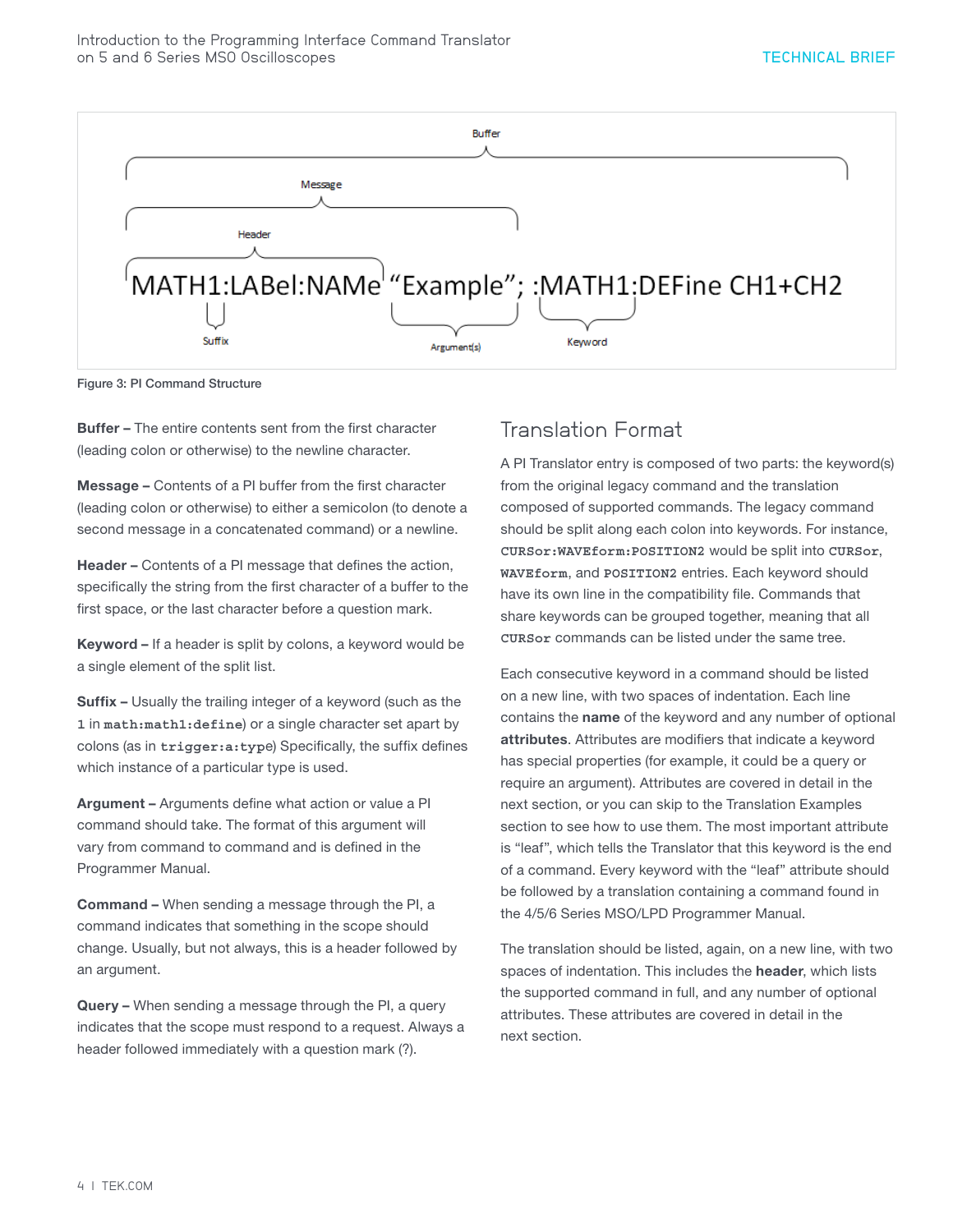MATH1:LABel:NAMe "Example"; :MATH1:DEFine CH1+CH2

Buffer / Message / Header / Suffix / Argument(s) / Keyword

Figure 3: PI Command Structure

**Buffer –** The entire contents sent from the first character (leading colon or otherwise) to the newline character.

**Message –** Contents of a PI buffer from the first character (leading colon or otherwise) to either a semicolon (to denote a second message in a concatenated command) or a newline.

**Header –** Contents of a PI message that defines the action, specifically the string from the first character of a buffer to the first space, or the last character before a question mark.

**Keyword –** If a header is split by colons, a keyword would be a single element of the split list.

**Suffix –** Usually the trailing integer of a keyword (such as the `1` in `math:math1:define`) or a single character set apart by colons (as in `trigger:a:type`) Specifically, the suffix defines which instance of a particular type is used.

**Argument –** Arguments define what action or value a PI command should take. The format of this argument will vary from command to command and is defined in the Programmer Manual.

**Command –** When sending a message through the PI, a command indicates that something in the scope should change. Usually, but not always, this is a header followed by an argument.

**Query –** When sending a message through the PI, a query indicates that the scope must respond to a request. Always a header followed immediately with a question mark (?).

## Translation Format

A PI Translator entry is composed of two parts: the keyword(s) from the original legacy command and the translation composed of supported commands. The legacy command should be split along each colon into keywords. For instance, `CURSor:WAVEform:POSITION2` would be split into `CURSor`, `WAVEform`, and `POSITION2` entries. Each keyword should have its own line in the compatibility file. Commands that share keywords can be grouped together, meaning that all `CURSor` commands can be listed under the same tree.

Each consecutive keyword in a command should be listed on a new line, with two spaces of indentation. Each line contains the **name** of the keyword and any number of optional **attributes**. Attributes are modifiers that indicate a keyword has special properties (for example, it could be a query or require an argument). Attributes are covered in detail in the next section, or you can skip to the Translation Examples section to see how to use them. The most important attribute is "leaf", which tells the Translator that this keyword is the end of a command. Every keyword with the "leaf" attribute should be followed by a translation containing a command found in the 4/5/6 Series MSO/LPD Programmer Manual.

The translation should be listed, again, on a new line, with two spaces of indentation. This includes the **header**, which lists the supported command in full, and any number of optional attributes. These attributes are covered in detail in the next section.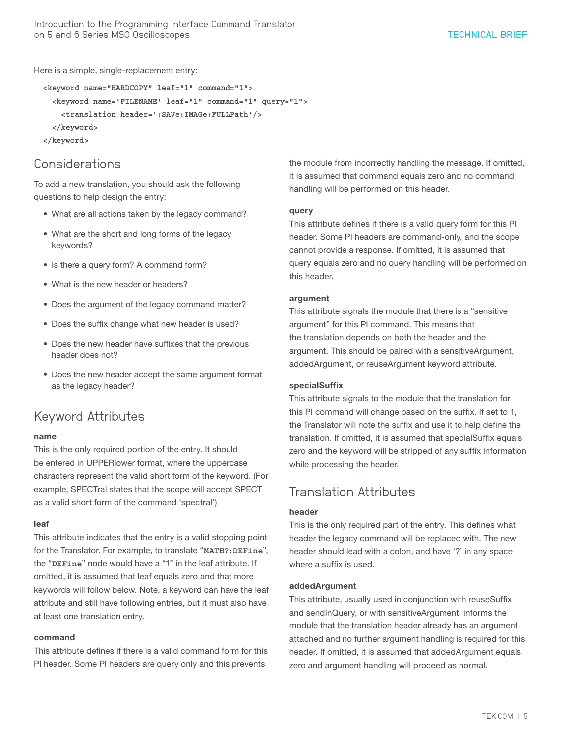Here is a simple, single-replacement entry:

```
<keyword name="HARDCOPY" leaf="1" command="1">
  <keyword name='FILENAME' leaf="1" command="1" query="1">
    <translation header=':SAVe:IMAGe:FULLPath'/>
  </keyword>
</keyword>
```

## Considerations

To add a new translation, you should ask the following questions to help design the entry:

- What are all actions taken by the legacy command?
- What are the short and long forms of the legacy keywords?
- Is there a query form? A command form?
- What is the new header or headers?
- Does the argument of the legacy command matter?
- Does the suffix change what new header is used?
- Does the new header have suffixes that the previous header does not?
- Does the new header accept the same argument format as the legacy header?

## Keyword Attributes

**name**
This is the only required portion of the entry. It should be entered in UPPERlower format, where the uppercase characters represent the valid short form of the keyword. (For example, SPECTral states that the scope will accept SPECT as a valid short form of the command 'spectral')

**leaf**
This attribute indicates that the entry is a valid stopping point for the Translator. For example, to translate "**MATH?:DEFine**", the "**DEFine**" node would have a "1" in the leaf attribute. If omitted, it is assumed that leaf equals zero and that more keywords will follow below. Note, a keyword can have the leaf attribute and still have following entries, but it must also have at least one translation entry.

**command**
This attribute defines if there is a valid command form for this PI header. Some PI headers are query only and this prevents the module from incorrectly handling the message. If omitted, it is assumed that command equals zero and no command handling will be performed on this header.

**query**
This attribute defines if there is a valid query form for this PI header. Some PI headers are command-only, and the scope cannot provide a response. If omitted, it is assumed that query equals zero and no query handling will be performed on this header.

**argument**
This attribute signals the module that there is a "sensitive argument" for this PI command. This means that the translation depends on both the header and the argument. This should be paired with a sensitiveArgument, addedArgument, or reuseArgument keyword attribute.

**specialSuffix**
This attribute signals to the module that the translation for this PI command will change based on the suffix. If set to 1, the Translator will note the suffix and use it to help define the translation. If omitted, it is assumed that specialSuffix equals zero and the keyword will be stripped of any suffix information while processing the header.

## Translation Attributes

**header**
This is the only required part of the entry. This defines what header the legacy command will be replaced with. The new header should lead with a colon, and have '?' in any space where a suffix is used.

**addedArgument**
This attribute, usually used in conjunction with reuseSuffix and sendInQuery, or with sensitiveArgument, informs the module that the translation header already has an argument attached and no further argument handling is required for this header. If omitted, it is assumed that addedArgument equals zero and argument handling will proceed as normal.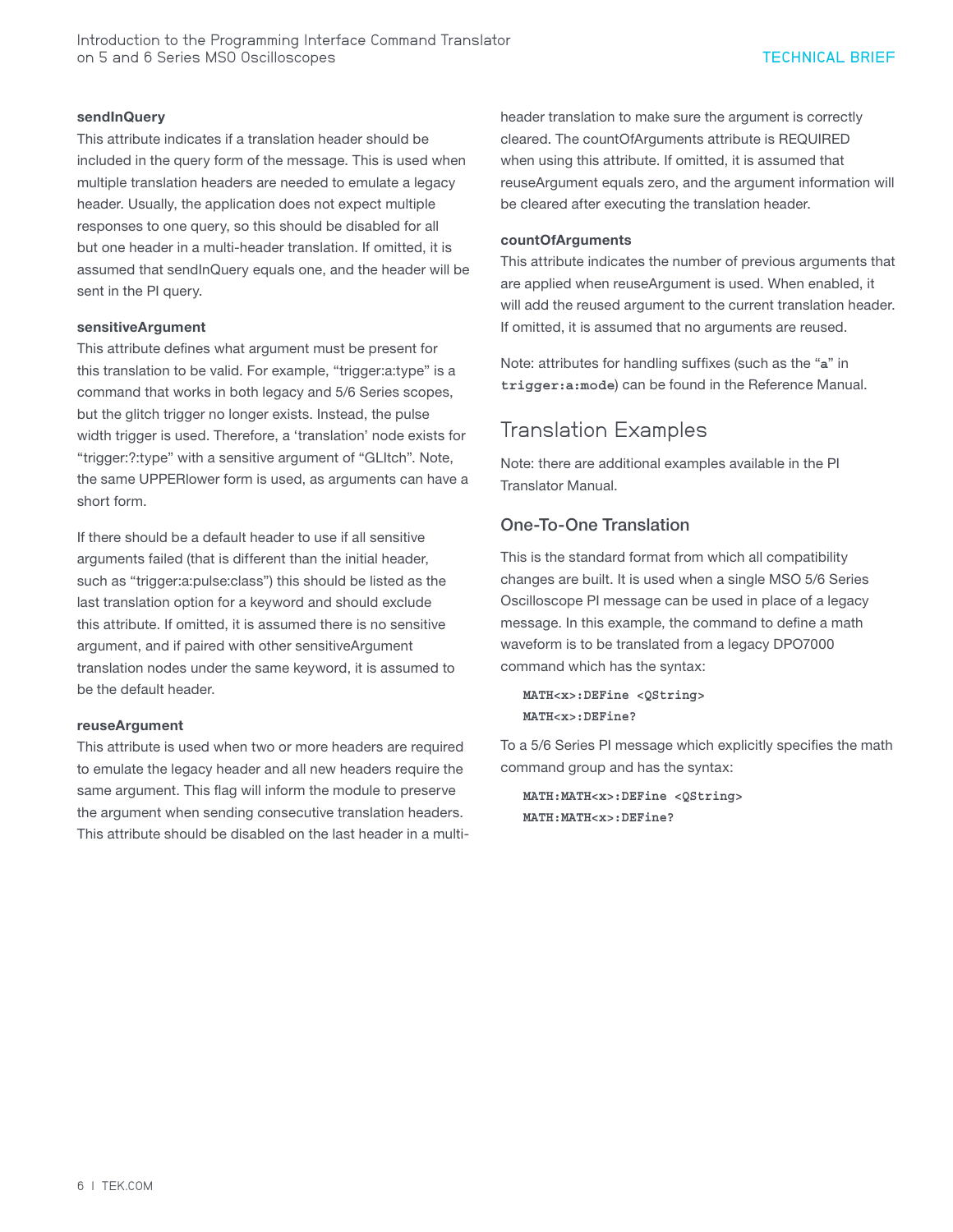**sendInQuery**

This attribute indicates if a translation header should be included in the query form of the message. This is used when multiple translation headers are needed to emulate a legacy header. Usually, the application does not expect multiple responses to one query, so this should be disabled for all but one header in a multi-header translation. If omitted, it is assumed that sendInQuery equals one, and the header will be sent in the PI query.

**sensitiveArgument**

This attribute defines what argument must be present for this translation to be valid. For example, "trigger:a:type" is a command that works in both legacy and 5/6 Series scopes, but the glitch trigger no longer exists. Instead, the pulse width trigger is used. Therefore, a 'translation' node exists for "trigger:?:type" with a sensitive argument of "GLItch". Note, the same UPPERlower form is used, as arguments can have a short form.

If there should be a default header to use if all sensitive arguments failed (that is different than the initial header, such as "trigger:a:pulse:class") this should be listed as the last translation option for a keyword and should exclude this attribute. If omitted, it is assumed there is no sensitive argument, and if paired with other sensitiveArgument translation nodes under the same keyword, it is assumed to be the default header.

**reuseArgument**

This attribute is used when two or more headers are required to emulate the legacy header and all new headers require the same argument. This flag will inform the module to preserve the argument when sending consecutive translation headers. This attribute should be disabled on the last header in a multi-header translation to make sure the argument is correctly cleared. The countOfArguments attribute is REQUIRED when using this attribute. If omitted, it is assumed that reuseArgument equals zero, and the argument information will be cleared after executing the translation header.

**countOfArguments**

This attribute indicates the number of previous arguments that are applied when reuseArgument is used. When enabled, it will add the reused argument to the current translation header. If omitted, it is assumed that no arguments are reused.

Note: attributes for handling suffixes (such as the "**a**" in **trigger:a:mode**) can be found in the Reference Manual.

## Translation Examples

Note: there are additional examples available in the PI Translator Manual.

### One-To-One Translation

This is the standard format from which all compatibility changes are built. It is used when a single MSO 5/6 Series Oscilloscope PI message can be used in place of a legacy message. In this example, the command to define a math waveform is to be translated from a legacy DPO7000 command which has the syntax:

```
MATH<x>:DEFine <QString>
MATH<x>:DEFine?
```

To a 5/6 Series PI message which explicitly specifies the math command group and has the syntax:

```
MATH:MATH<x>:DEFine <QString>
MATH:MATH<x>:DEFine?
```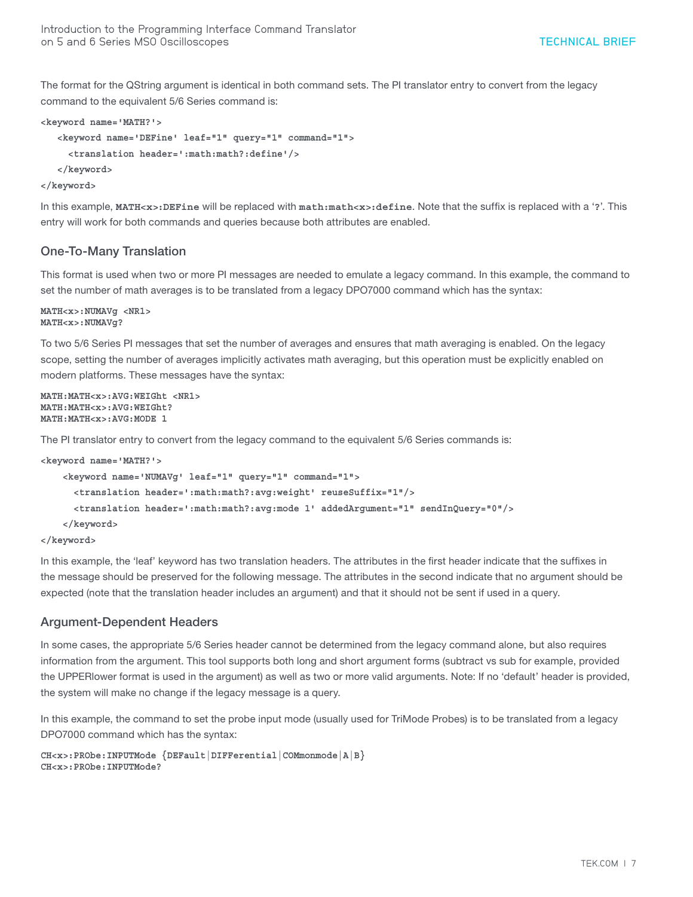The format for the QString argument is identical in both command sets. The PI translator entry to convert from the legacy command to the equivalent 5/6 Series command is:

```
<keyword name='MATH?'>
   <keyword name='DEFine' leaf="1" query="1" command="1">
     <translation header=':math:math?:define'/>
   </keyword>
</keyword>
```

In this example, **MATH<x>:DEFine** will be replaced with **math:math<x>:define**. Note that the suffix is replaced with a '**?**'. This entry will work for both commands and queries because both attributes are enabled.

## One-To-Many Translation

This format is used when two or more PI messages are needed to emulate a legacy command. In this example, the command to set the number of math averages is to be translated from a legacy DPO7000 command which has the syntax:

```
MATH<x>:NUMAVg <NR1>
MATH<x>:NUMAVg?
```

To two 5/6 Series PI messages that set the number of averages and ensures that math averaging is enabled. On the legacy scope, setting the number of averages implicitly activates math averaging, but this operation must be explicitly enabled on modern platforms. These messages have the syntax:

```
MATH:MATH<x>:AVG:WEIGht <NR1>
MATH:MATH<x>:AVG:WEIGht?
MATH:MATH<x>:AVG:MODE 1
```

The PI translator entry to convert from the legacy command to the equivalent 5/6 Series commands is:

```
<keyword name='MATH?'>
    <keyword name='NUMAVg' leaf="1" query="1" command="1">
      <translation header=':math:math?:avg:weight' reuseSuffix="1"/>
      <translation header=':math:math?:avg:mode 1' addedArgument="1" sendInQuery="0"/>
    </keyword>
</keyword>
```

In this example, the 'leaf' keyword has two translation headers. The attributes in the first header indicate that the suffixes in the message should be preserved for the following message. The attributes in the second indicate that no argument should be expected (note that the translation header includes an argument) and that it should not be sent if used in a query.

## Argument-Dependent Headers

In some cases, the appropriate 5/6 Series header cannot be determined from the legacy command alone, but also requires information from the argument. This tool supports both long and short argument forms (subtract vs sub for example, provided the UPPERlower format is used in the argument) as well as two or more valid arguments. Note: If no 'default' header is provided, the system will make no change if the legacy message is a query.

In this example, the command to set the probe input mode (usually used for TriMode Probes) is to be translated from a legacy DPO7000 command which has the syntax:

```
CH<x>:PRObe:INPUTMode {DEFault|DIFFerential|COMmonmode|A|B}
CH<x>:PRObe:INPUTMode?
```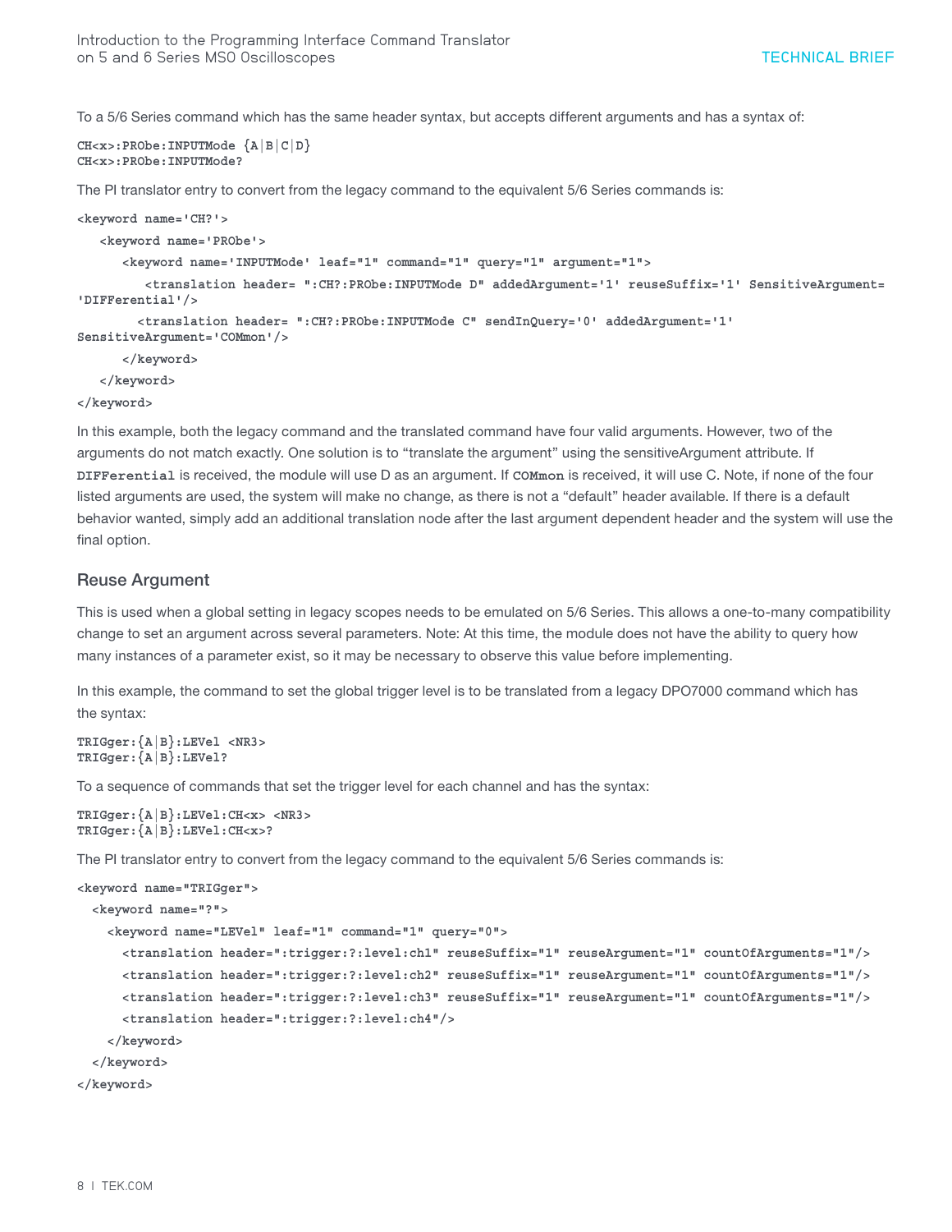To a 5/6 Series command which has the same header syntax, but accepts different arguments and has a syntax of:

```
CH<x>:PRObe:INPUTMode {A|B|C|D}
CH<x>:PRObe:INPUTMode?
```

The PI translator entry to convert from the legacy command to the equivalent 5/6 Series commands is:

```
<keyword name='CH?'>
   <keyword name='PRObe'>
      <keyword name='INPUTMode' leaf="1" command="1" query="1" argument="1">
         <translation header= ":CH?:PRObe:INPUTMode D" addedArgument='1' reuseSuffix='1' SensitiveArgument=
'DIFFerential'/>
        <translation header= ":CH?:PRObe:INPUTMode C" sendInQuery='0' addedArgument='1'
SensitiveArgument='COMmon'/>
      </keyword>
   </keyword>
</keyword>
```

In this example, both the legacy command and the translated command have four valid arguments. However, two of the arguments do not match exactly. One solution is to "translate the argument" using the sensitiveArgument attribute. If `DIFFerential` is received, the module will use D as an argument. If `COMmon` is received, it will use C. Note, if none of the four listed arguments are used, the system will make no change, as there is not a "default" header available. If there is a default behavior wanted, simply add an additional translation node after the last argument dependent header and the system will use the final option.

## Reuse Argument

This is used when a global setting in legacy scopes needs to be emulated on 5/6 Series. This allows a one-to-many compatibility change to set an argument across several parameters. Note: At this time, the module does not have the ability to query how many instances of a parameter exist, so it may be necessary to observe this value before implementing.

In this example, the command to set the global trigger level is to be translated from a legacy DPO7000 command which has the syntax:

```
TRIGger:{A|B}:LEVel <NR3>
TRIGger:{A|B}:LEVel?
```

To a sequence of commands that set the trigger level for each channel and has the syntax:

```
TRIGger:{A|B}:LEVel:CH<x> <NR3>
TRIGger:{A|B}:LEVel:CH<x>?
```

The PI translator entry to convert from the legacy command to the equivalent 5/6 Series commands is:

```
<keyword name="TRIGger">
  <keyword name="?">
    <keyword name="LEVel" leaf="1" command="1" query="0">
      <translation header=":trigger:?:level:ch1" reuseSuffix="1" reuseArgument="1" countOfArguments="1"/>
      <translation header=":trigger:?:level:ch2" reuseSuffix="1" reuseArgument="1" countOfArguments="1"/>
      <translation header=":trigger:?:level:ch3" reuseSuffix="1" reuseArgument="1" countOfArguments="1"/>
      <translation header=":trigger:?:level:ch4"/>
    </keyword>
  </keyword>
</keyword>
```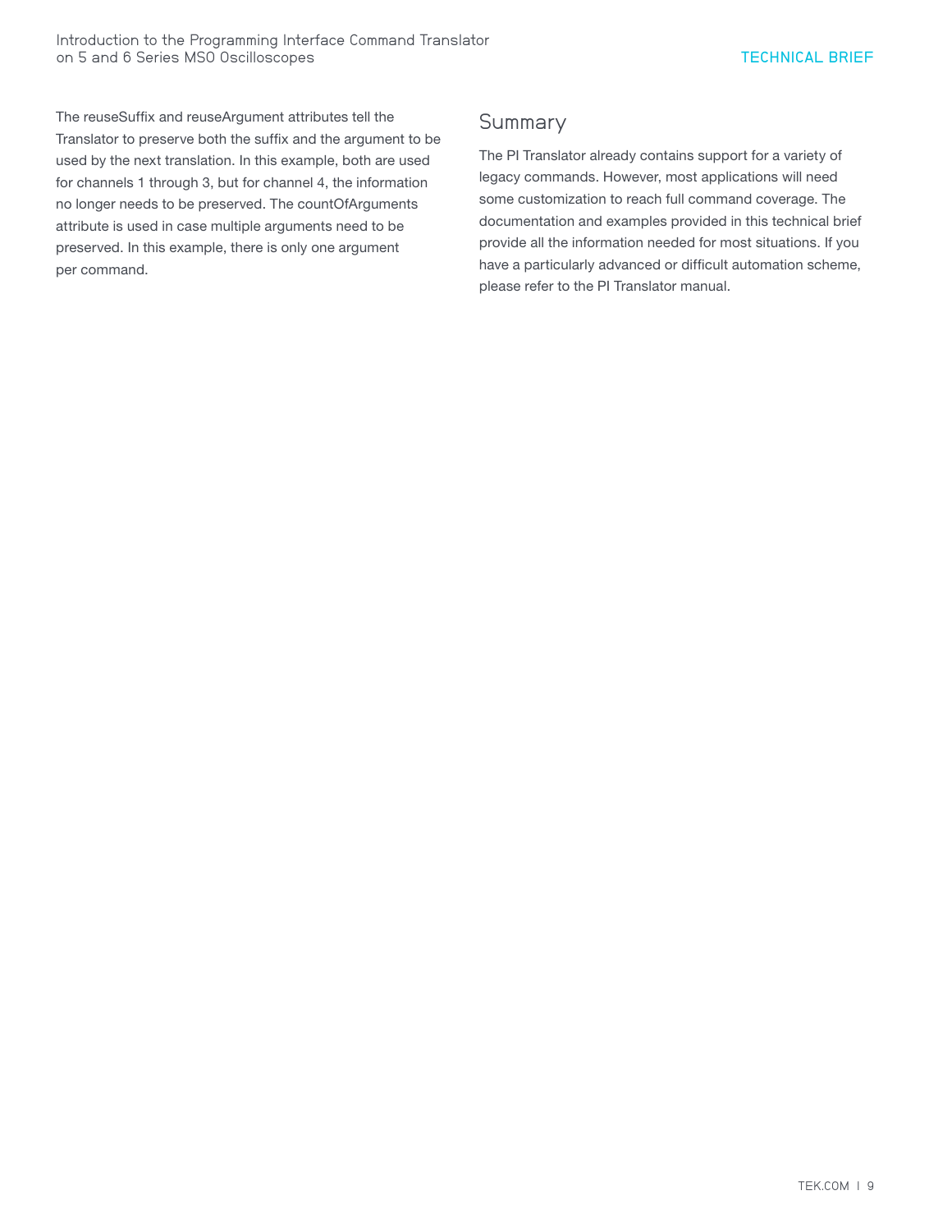The reuseSuffix and reuseArgument attributes tell the Translator to preserve both the suffix and the argument to be used by the next translation. In this example, both are used for channels 1 through 3, but for channel 4, the information no longer needs to be preserved. The countOfArguments attribute is used in case multiple arguments need to be preserved. In this example, there is only one argument per command.

## Summary

The PI Translator already contains support for a variety of legacy commands. However, most applications will need some customization to reach full command coverage. The documentation and examples provided in this technical brief provide all the information needed for most situations. If you have a particularly advanced or difficult automation scheme, please refer to the PI Translator manual.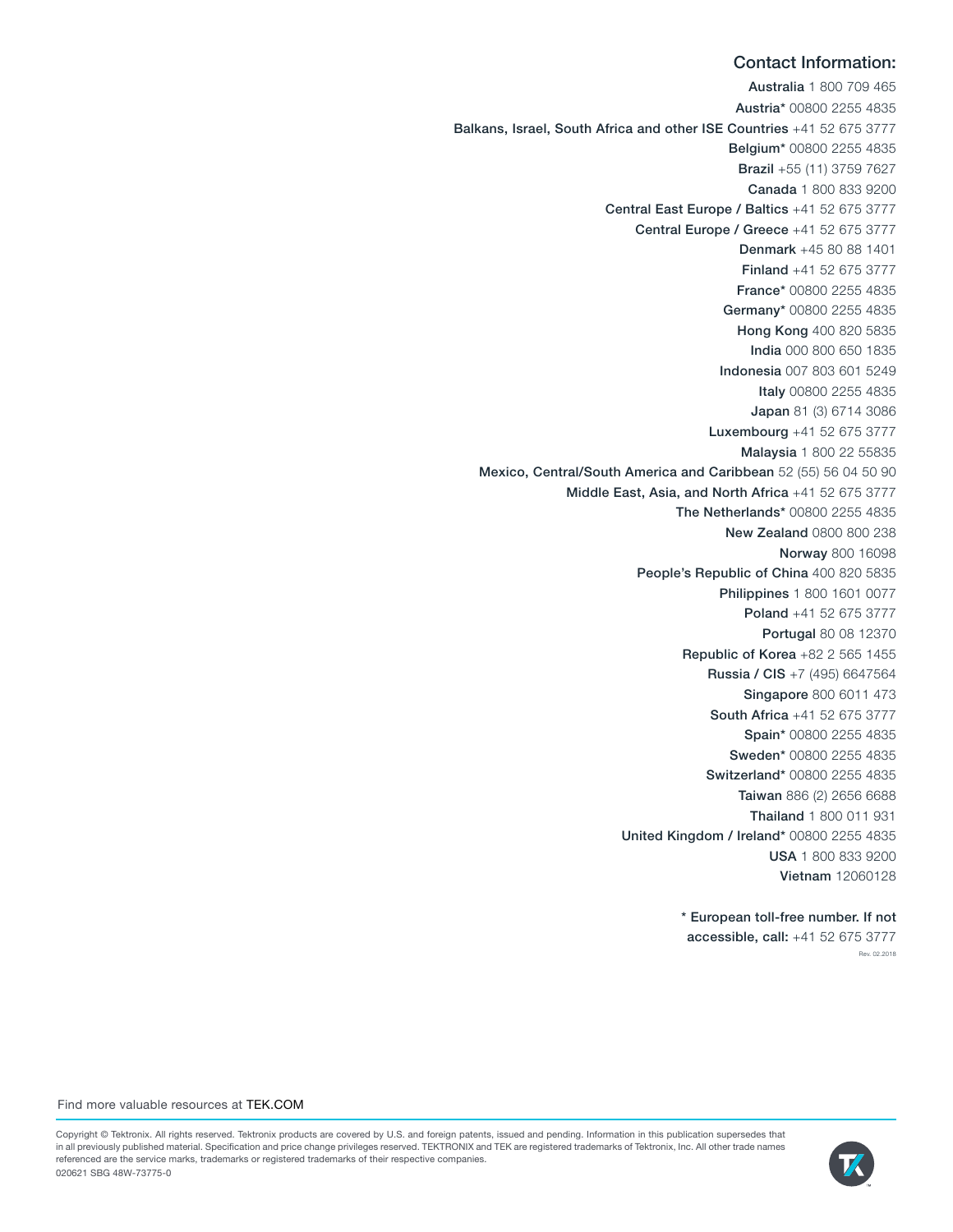## Contact Information:

**Australia** 1 800 709 465
**Austria*** 00800 2255 4835
**Balkans, Israel, South Africa and other ISE Countries** +41 52 675 3777
**Belgium*** 00800 2255 4835
**Brazil** +55 (11) 3759 7627
**Canada** 1 800 833 9200
**Central East Europe / Baltics** +41 52 675 3777
**Central Europe / Greece** +41 52 675 3777
**Denmark** +45 80 88 1401
**Finland** +41 52 675 3777
**France*** 00800 2255 4835
**Germany*** 00800 2255 4835
**Hong Kong** 400 820 5835
**India** 000 800 650 1835
**Indonesia** 007 803 601 5249
**Italy** 00800 2255 4835
**Japan** 81 (3) 6714 3086
**Luxembourg** +41 52 675 3777
**Malaysia** 1 800 22 55835
**Mexico, Central/South America and Caribbean** 52 (55) 56 04 50 90
**Middle East, Asia, and North Africa** +41 52 675 3777
**The Netherlands*** 00800 2255 4835
**New Zealand** 0800 800 238
**Norway** 800 16098
**People's Republic of China** 400 820 5835
**Philippines** 1 800 1601 0077
**Poland** +41 52 675 3777
**Portugal** 80 08 12370
**Republic of Korea** +82 2 565 1455
**Russia / CIS** +7 (495) 6647564
**Singapore** 800 6011 473
**South Africa** +41 52 675 3777
**Spain*** 00800 2255 4835
**Sweden*** 00800 2255 4835
**Switzerland*** 00800 2255 4835
**Taiwan** 886 (2) 2656 6688
**Thailand** 1 800 011 931
**United Kingdom / Ireland*** 00800 2255 4835
**USA** 1 800 833 9200
**Vietnam** 12060128

\* European toll-free number. If not accessible, call: +41 52 675 3777

Rev. 02.2018

Find more valuable resources at TEK.COM

Copyright © Tektronix. All rights reserved. Tektronix products are covered by U.S. and foreign patents, issued and pending. Information in this publication supersedes that in all previously published material. Specification and price change privileges reserved. TEKTRONIX and TEK are registered trademarks of Tektronix, Inc. All other trade names referenced are the service marks, trademarks or registered trademarks of their respective companies.
020621 SBG 48W-73775-0